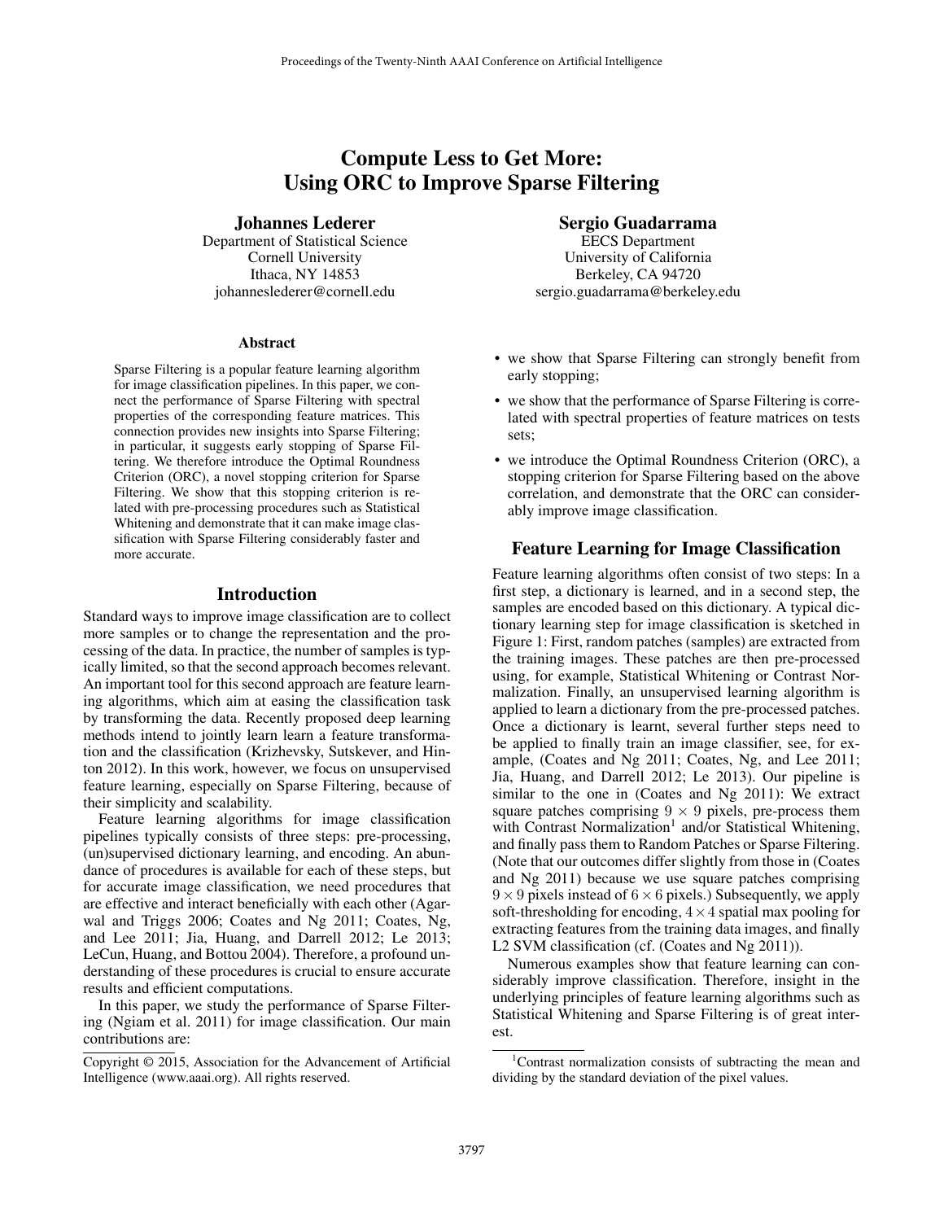# Compute Less to Get More: Using ORC to Improve Sparse Filtering

**Johannes Lederer**
Department of Statistical Science
Cornell University
Ithaca, NY 14853
johanneslederer@cornell.edu

**Sergio Guadarrama**
EECS Department
University of California
Berkeley, CA 94720
sergio.guadarrama@berkeley.edu

## Abstract

Sparse Filtering is a popular feature learning algorithm for image classification pipelines. In this paper, we connect the performance of Sparse Filtering with spectral properties of the corresponding feature matrices. This connection provides new insights into Sparse Filtering; in particular, it suggests early stopping of Sparse Filtering. We therefore introduce the Optimal Roundness Criterion (ORC), a novel stopping criterion for Sparse Filtering. We show that this stopping criterion is related with pre-processing procedures such as Statistical Whitening and demonstrate that it can make image classification with Sparse Filtering considerably faster and more accurate.

## Introduction

Standard ways to improve image classification are to collect more samples or to change the representation and the processing of the data. In practice, the number of samples is typically limited, so that the second approach becomes relevant. An important tool for this second approach are feature learning algorithms, which aim at easing the classification task by transforming the data. Recently proposed deep learning methods intend to jointly learn learn a feature transformation and the classification (Krizhevsky, Sutskever, and Hinton 2012). In this work, however, we focus on unsupervised feature learning, especially on Sparse Filtering, because of their simplicity and scalability.

Feature learning algorithms for image classification pipelines typically consists of three steps: pre-processing, (un)supervised dictionary learning, and encoding. An abundance of procedures is available for each of these steps, but for accurate image classification, we need procedures that are effective and interact beneficially with each other (Agarwal and Triggs 2006; Coates and Ng 2011; Coates, Ng, and Lee 2011; Jia, Huang, and Darrell 2012; Le 2013; LeCun, Huang, and Bottou 2004). Therefore, a profound understanding of these procedures is crucial to ensure accurate results and efficient computations.

In this paper, we study the performance of Sparse Filtering (Ngiam et al. 2011) for image classification. Our main contributions are:

- we show that Sparse Filtering can strongly benefit from early stopping;
- we show that the performance of Sparse Filtering is correlated with spectral properties of feature matrices on tests sets;
- we introduce the Optimal Roundness Criterion (ORC), a stopping criterion for Sparse Filtering based on the above correlation, and demonstrate that the ORC can considerably improve image classification.

## Feature Learning for Image Classification

Feature learning algorithms often consist of two steps: In a first step, a dictionary is learned, and in a second step, the samples are encoded based on this dictionary. A typical dictionary learning step for image classification is sketched in Figure 1: First, random patches (samples) are extracted from the training images. These patches are then pre-processed using, for example, Statistical Whitening or Contrast Normalization. Finally, an unsupervised learning algorithm is applied to learn a dictionary from the pre-processed patches. Once a dictionary is learnt, several further steps need to be applied to finally train an image classifier, see, for example, (Coates and Ng 2011; Coates, Ng, and Lee 2011; Jia, Huang, and Darrell 2012; Le 2013). Our pipeline is similar to the one in (Coates and Ng 2011): We extract square patches comprising $9 \times 9$ pixels, pre-process them with Contrast Normalization[1] and/or Statistical Whitening, and finally pass them to Random Patches or Sparse Filtering. (Note that our outcomes differ slightly from those in (Coates and Ng 2011) because we use square patches comprising $9 \times 9$ pixels instead of $6 \times 6$ pixels.) Subsequently, we apply soft-thresholding for encoding, $4 \times 4$ spatial max pooling for extracting features from the training data images, and finally L2 SVM classification (cf. (Coates and Ng 2011)).

Numerous examples show that feature learning can considerably improve classification. Therefore, insight in the underlying principles of feature learning algorithms such as Statistical Whitening and Sparse Filtering is of great interest.

[1] Contrast normalization consists of subtracting the mean and dividing by the standard deviation of the pixel values.

Copyright © 2015, Association for the Advancement of Artificial Intelligence (www.aaai.org). All rights reserved.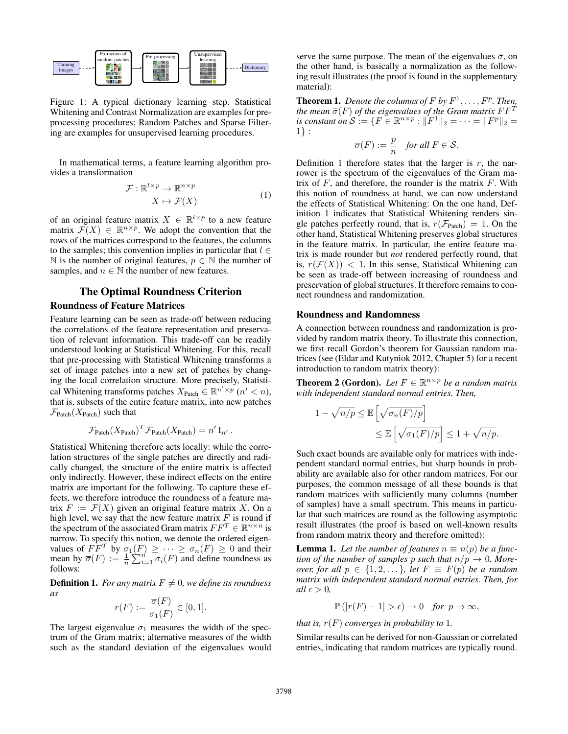Figure 1: A typical dictionary learning step. Statistical Whitening and Contrast Normalization are examples for preprocessing procedures; Random Patches and Sparse Filtering are examples for unsupervised learning procedures.

In mathematical terms, a feature learning algorithm provides a transformation

$$\begin{aligned}\mathcal{F} : \mathbb{R}^{l\times p} &\to \mathbb{R}^{n\times p}\\ X &\mapsto \mathcal{F}(X)\end{aligned} \tag{1}$$

of an original feature matrix $X \in \mathbb{R}^{l\times p}$ to a new feature matrix $\mathcal{F}(X) \in \mathbb{R}^{n\times p}$. We adopt the convention that the rows of the matrices correspond to the features, the columns to the samples; this convention implies in particular that $l \in \mathbb{N}$ is the number of original features, $p \in \mathbb{N}$ the number of samples, and $n \in \mathbb{N}$ the number of new features.

## The Optimal Roundness Criterion

### Roundness of Feature Matrices

Feature learning can be seen as trade-off between reducing the correlations of the feature representation and preservation of relevant information. This trade-off can be readily understood looking at Statistical Whitening. For this, recall that pre-processing with Statistical Whitening transforms a set of image patches into a new set of patches by changing the local correlation structure. More precisely, Statistical Whitening transforms patches $X_{\text{Patch}} \in \mathbb{R}^{n'\times p}$ ($n' < n$), that is, subsets of the entire feature matrix, into new patches $\mathcal{F}_{\text{Patch}}(X_{\text{Patch}})$ such that

$$\mathcal{F}_{\text{Patch}}(X_{\text{Patch}})^T \mathcal{F}_{\text{Patch}}(X_{\text{Patch}}) = n' \,\mathrm{I}_{n'}\,.$$

Statistical Whitening therefore acts locally: while the correlation structures of the single patches are directly and radically changed, the structure of the entire matrix is affected only indirectly. However, these indirect effects on the entire matrix are important for the following. To capture these effects, we therefore introduce the roundness of a feature matrix $F := \mathcal{F}(X)$ given an original feature matrix $X$. On a high level, we say that the new feature matrix $F$ is round if the spectrum of the associated Gram matrix $FF^T \in \mathbb{R}^{n\times n}$ is narrow. To specify this notion, we denote the ordered eigenvalues of $FF^T$ by $\sigma_1(F) \geq \cdots \geq \sigma_n(F) \geq 0$ and their mean by $\overline{\sigma}(F) := \frac{1}{n}\sum_{i=1}^n \sigma_i(F)$ and define roundness as follows:

**Definition 1.** *For any matrix $F \neq 0$, we define its roundness as*

$$r(F) := \frac{\overline{\sigma}(F)}{\sigma_1(F)} \in [0, 1].$$

The largest eigenvalue $\sigma_1$ measures the width of the spectrum of the Gram matrix; alternative measures of the width such as the standard deviation of the eigenvalues would serve the same purpose. The mean of the eigenvalues $\overline{\sigma}$, on the other hand, is basically a normalization as the following result illustrates (the proof is found in the supplementary material):

**Theorem 1.** *Denote the columns of $F$ by $F^1, \ldots, F^p$. Then, the mean $\overline{\sigma}(F)$ of the eigenvalues of the Gram matrix $FF^T$ is constant on $\mathcal{S} := \{F \in \mathbb{R}^{n\times p} : \|F^1\|_2 = \cdots = \|F^p\|_2 = 1\}$ :*

$$\overline{\sigma}(F) := \frac{p}{n} \quad \textit{for all } F \in \mathcal{S}.$$

Definition 1 therefore states that the larger is $r$, the narrower is the spectrum of the eigenvalues of the Gram matrix of $F$, and therefore, the rounder is the matrix $F$. With this notion of roundness at hand, we can now understand the effects of Statistical Whitening: On the one hand, Definition 1 indicates that Statistical Whitening renders single patches perfectly round, that is, $r(\mathcal{F}_{\text{Patch}}) = 1$. On the other hand, Statistical Whitening preserves global structures in the feature matrix. In particular, the entire feature matrix is made rounder but *not* rendered perfectly round, that is, $r(\mathcal{F}(X)) < 1$. In this sense, Statistical Whitening can be seen as trade-off between increasing of roundness and preservation of global structures. It therefore remains to connect roundness and randomization.

### Roundness and Randomness

A connection between roundness and randomization is provided by random matrix theory. To illustrate this connection, we first recall Gordon's theorem for Gaussian random matrices (see (Eldar and Kutyniok 2012, Chapter 5) for a recent introduction to random matrix theory):

**Theorem 2 (Gordon).** *Let $F \in \mathbb{R}^{n\times p}$ be a random matrix with independent standard normal entries. Then,*

$$1 - \sqrt{n/p} \leq \mathbb{E}\left[\sqrt{\sigma_n(F)/p}\right] \leq \mathbb{E}\left[\sqrt{\sigma_1(F)/p}\right] \leq 1 + \sqrt{n/p}.$$

Such exact bounds are available only for matrices with independent standard normal entries, but sharp bounds in probability are available also for other random matrices. For our purposes, the common message of all these bounds is that random matrices with sufficiently many columns (number of samples) have a small spectrum. This means in particular that such matrices are round as the following asymptotic result illustrates (the proof is based on well-known results from random matrix theory and therefore omitted):

**Lemma 1.** *Let the number of features $n \equiv n(p)$ be a function of the number of samples $p$ such that $n/p \to 0$. Moreover, for all $p \in \{1, 2, \ldots\}$, let $F \equiv F(p)$ be a random matrix with independent standard normal entries. Then, for all $\epsilon > 0$,*

$$\mathbb{P}\left(|r(F) - 1| > \epsilon\right) \to 0 \quad \textit{for } p \to \infty,$$

*that is, $r(F)$ converges in probability to 1.*

Similar results can be derived for non-Gaussian or correlated entries, indicating that random matrices are typically round.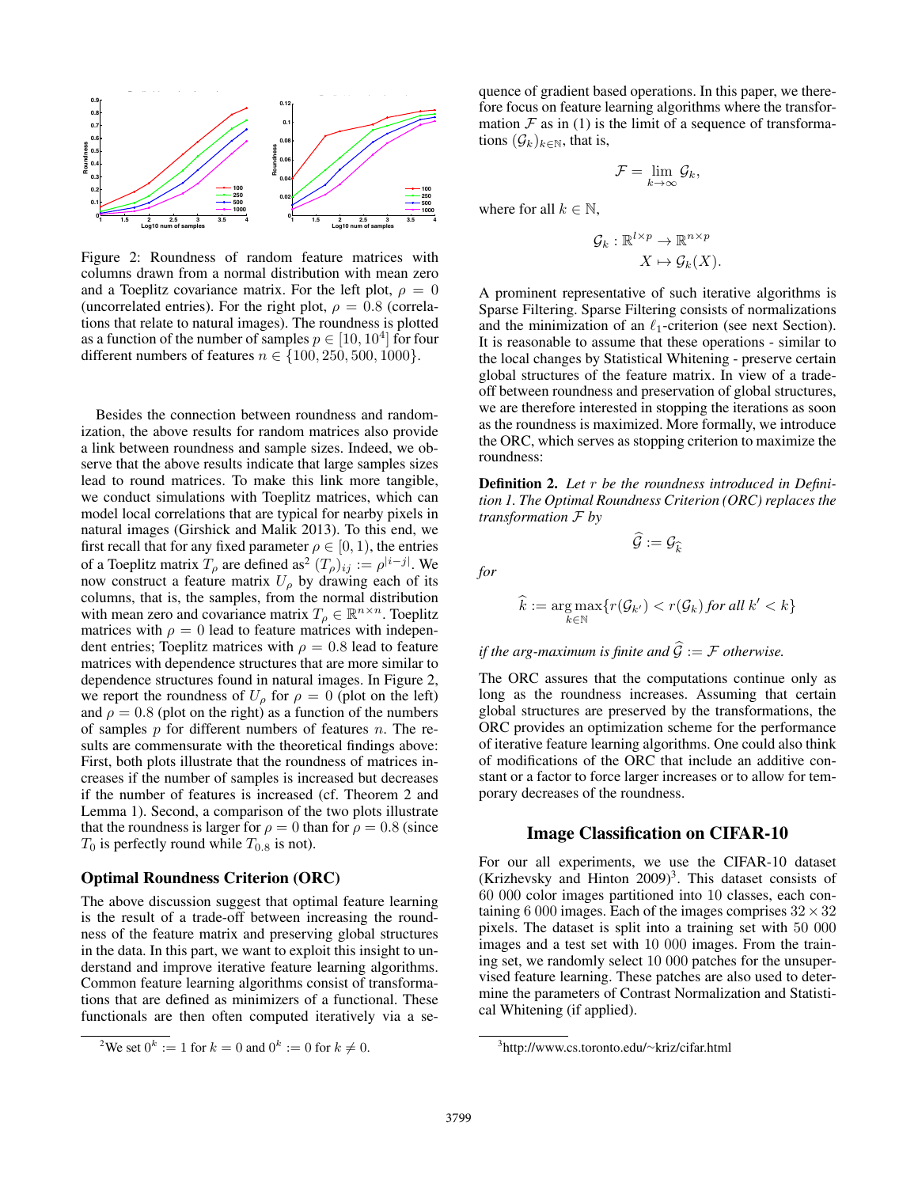Figure 2: Roundness of random feature matrices with columns drawn from a normal distribution with mean zero and a Toeplitz covariance matrix. For the left plot, $\rho = 0$ (uncorrelated entries). For the right plot, $\rho = 0.8$ (correlations that relate to natural images). The roundness is plotted as a function of the number of samples $p \in [10, 10^4]$ for four different numbers of features $n \in \{100, 250, 500, 1000\}$.

Besides the connection between roundness and randomization, the above results for random matrices also provide a link between roundness and sample sizes. Indeed, we observe that the above results indicate that large samples sizes lead to round matrices. To make this link more tangible, we conduct simulations with Toeplitz matrices, which can model local correlations that are typical for nearby pixels in natural images (Girshick and Malik 2013). To this end, we first recall that for any fixed parameter $\rho \in [0, 1)$, the entries of a Toeplitz matrix $T_\rho$ are defined as[2] $(T_\rho)_{ij} := \rho^{|i-j|}$. We now construct a feature matrix $U_\rho$ by drawing each of its columns, that is, the samples, from the normal distribution with mean zero and covariance matrix $T_\rho \in \mathbb{R}^{n\times n}$. Toeplitz matrices with $\rho = 0$ lead to feature matrices with independent entries; Toeplitz matrices with $\rho = 0.8$ lead to feature matrices with dependence structures that are more similar to dependence structures found in natural images. In Figure 2, we report the roundness of $U_\rho$ for $\rho = 0$ (plot on the left) and $\rho = 0.8$ (plot on the right) as a function of the numbers of samples $p$ for different numbers of features $n$. The results are commensurate with the theoretical findings above: First, both plots illustrate that the roundness of matrices increases if the number of samples is increased but decreases if the number of features is increased (cf. Theorem 2 and Lemma 1). Second, a comparison of the two plots illustrate that the roundness is larger for $\rho = 0$ than for $\rho = 0.8$ (since $T_0$ is perfectly round while $T_{0.8}$ is not).

## Optimal Roundness Criterion (ORC)

The above discussion suggest that optimal feature learning is the result of a trade-off between increasing the roundness of the feature matrix and preserving global structures in the data. In this part, we want to exploit this insight to understand and improve iterative feature learning algorithms. Common feature learning algorithms consist of transformations that are defined as minimizers of a functional. These functionals are then often computed iteratively via a sequence of gradient based operations. In this paper, we therefore focus on feature learning algorithms where the transformation $\mathcal{F}$ as in (1) is the limit of a sequence of transformations $(\mathcal{G}_k)_{k\in\mathbb{N}}$, that is,

$$\mathcal{F} = \lim_{k\to\infty} \mathcal{G}_k,$$

where for all $k \in \mathbb{N}$,

$$\begin{aligned}\mathcal{G}_k : \mathbb{R}^{l\times p} &\to \mathbb{R}^{n\times p}\\ X &\mapsto \mathcal{G}_k(X).\end{aligned}$$

A prominent representative of such iterative algorithms is Sparse Filtering. Sparse Filtering consists of normalizations and the minimization of an $\ell_1$-criterion (see next Section). It is reasonable to assume that these operations - similar to the local changes by Statistical Whitening - preserve certain global structures of the feature matrix. In view of a trade-off between roundness and preservation of global structures, we are therefore interested in stopping the iterations as soon as the roundness is maximized. More formally, we introduce the ORC, which serves as stopping criterion to maximize the roundness:

**Definition 2.** *Let $r$ be the roundness introduced in Definition 1. The Optimal Roundness Criterion (ORC) replaces the transformation $\mathcal{F}$ by*

$$\widehat{\mathcal{G}} := \mathcal{G}_{\widehat{k}}$$

*for*

$$\widehat{k} := \underset{k\in\mathbb{N}}{\arg\max}\{r(\mathcal{G}_{k'}) < r(\mathcal{G}_k) \text{ for all } k' < k\}$$

*if the arg-maximum is finite and $\widehat{\mathcal{G}} := \mathcal{F}$ otherwise.*

The ORC assures that the computations continue only as long as the roundness increases. Assuming that certain global structures are preserved by the transformations, the ORC provides an optimization scheme for the performance of iterative feature learning algorithms. One could also think of modifications of the ORC that include an additive constant or a factor to force larger increases or to allow for temporary decreases of the roundness.

## Image Classification on CIFAR-10

For our all experiments, we use the CIFAR-10 dataset (Krizhevsky and Hinton 2009)[3]. This dataset consists of 60 000 color images partitioned into 10 classes, each containing 6 000 images. Each of the images comprises $32 \times 32$ pixels. The dataset is split into a training set with 50 000 images and a test set with 10 000 images. From the training set, we randomly select 10 000 patches for the unsupervised feature learning. These patches are also used to determine the parameters of Contrast Normalization and Statistical Whitening (if applied).

[2] We set $0^k := 1$ for $k = 0$ and $0^k := 0$ for $k \neq 0$.

[3] http://www.cs.toronto.edu/~kriz/cifar.html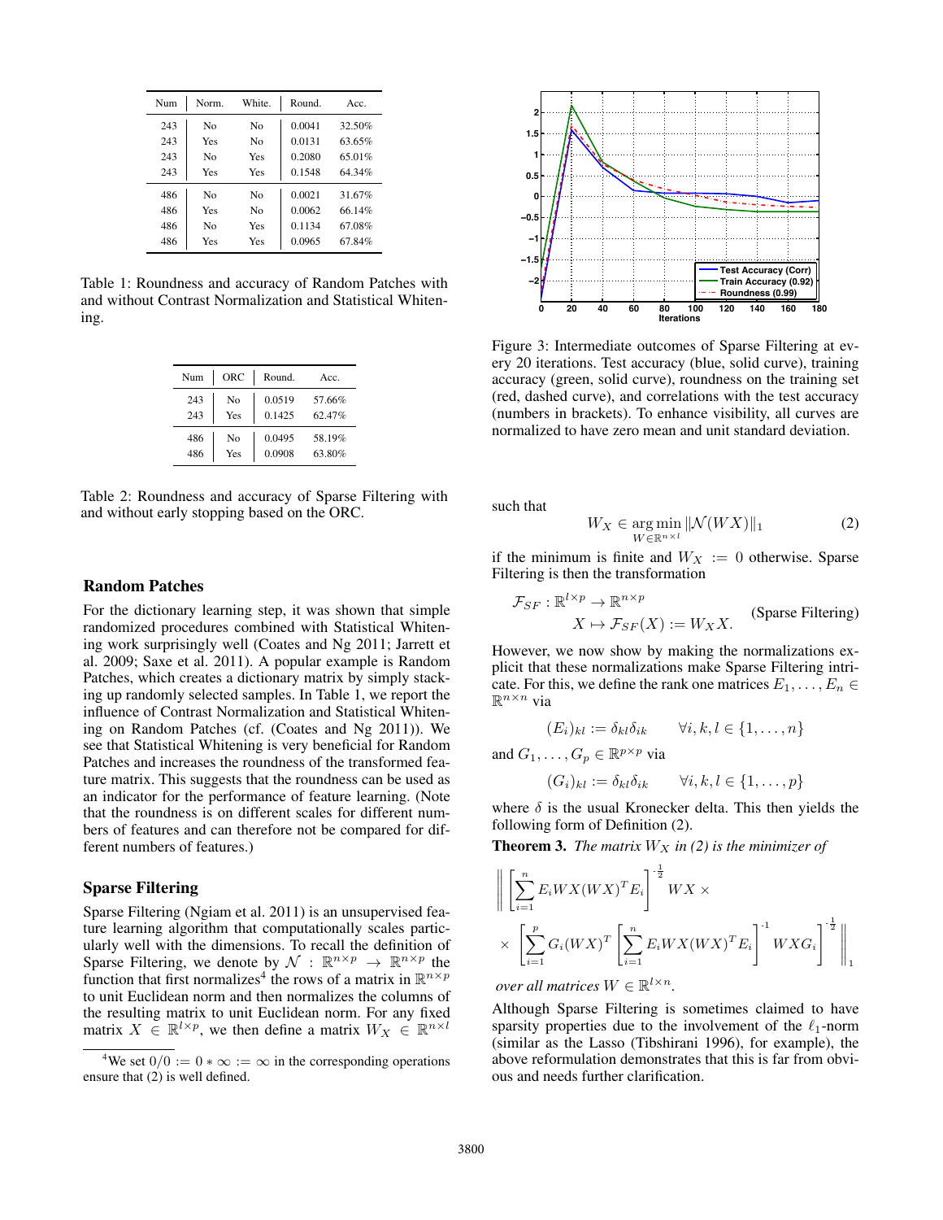| Num | Norm. | White. | Round. | Acc. |
|---|---|---|---|---|
| 243 | No | No | 0.0041 | 32.50% |
| 243 | Yes | No | 0.0131 | 63.65% |
| 243 | No | Yes | 0.2080 | 65.01% |
| 243 | Yes | Yes | 0.1548 | 64.34% |
| 486 | No | No | 0.0021 | 31.67% |
| 486 | Yes | No | 0.0062 | 66.14% |
| 486 | No | Yes | 0.1134 | 67.08% |
| 486 | Yes | Yes | 0.0965 | 67.84% |

Table 1: Roundness and accuracy of Random Patches with and without Contrast Normalization and Statistical Whitening.

| Num | ORC | Round. | Acc. |
|---|---|---|---|
| 243 | No | 0.0519 | 57.66% |
| 243 | Yes | 0.1425 | 62.47% |
| 486 | No | 0.0495 | 58.19% |
| 486 | Yes | 0.0908 | 63.80% |

Table 2: Roundness and accuracy of Sparse Filtering with and without early stopping based on the ORC.

## Random Patches

For the dictionary learning step, it was shown that simple randomized procedures combined with Statistical Whitening work surprisingly well (Coates and Ng 2011; Jarrett et al. 2009; Saxe et al. 2011). A popular example is Random Patches, which creates a dictionary matrix by simply stacking up randomly selected samples. In Table 1, we report the influence of Contrast Normalization and Statistical Whitening on Random Patches (cf. (Coates and Ng 2011)). We see that Statistical Whitening is very beneficial for Random Patches and increases the roundness of the transformed feature matrix. This suggests that the roundness can be used as an indicator for the performance of feature learning. (Note that the roundness is on different scales for different numbers of features and can therefore not be compared for different numbers of features.)

## Sparse Filtering

Sparse Filtering (Ngiam et al. 2011) is an unsupervised feature learning algorithm that computationally scales particularly well with the dimensions. To recall the definition of Sparse Filtering, we denote by $\mathcal{N} : \mathbb{R}^{n\times p} \to \mathbb{R}^{n\times p}$ the function that first normalizes[4] the rows of a matrix in $\mathbb{R}^{n\times p}$ to unit Euclidean norm and then normalizes the columns of the resulting matrix to unit Euclidean norm. For any fixed matrix $X \in \mathbb{R}^{l\times p}$, we then define a matrix $W_X \in \mathbb{R}^{n\times l}$

[4] We set $0/0 := 0 * \infty := \infty$ in the corresponding operations ensure that (2) is well defined.

Figure 3: Intermediate outcomes of Sparse Filtering at every 20 iterations. Test accuracy (blue, solid curve), training accuracy (green, solid curve), roundness on the training set (red, dashed curve), and correlations with the test accuracy (numbers in brackets). To enhance visibility, all curves are normalized to have zero mean and unit standard deviation.

such that

$$W_X \in \underset{W\in\mathbb{R}^{n\times l}}{\arg\min} \|\mathcal{N}(WX)\|_1 \tag{2}$$

if the minimum is finite and $W_X := 0$ otherwise. Sparse Filtering is then the transformation

$$\begin{aligned}\mathcal{F}_{SF} : \mathbb{R}^{l\times p} &\to \mathbb{R}^{n\times p}\\ X &\mapsto \mathcal{F}_{SF}(X) := W_X X.\end{aligned} \qquad \text{(Sparse Filtering)}$$

However, we now show by making the normalizations explicit that these normalizations make Sparse Filtering intricate. For this, we define the rank one matrices $E_1, \ldots, E_n \in \mathbb{R}^{n\times n}$ via

$$(E_i)_{kl} := \delta_{kl}\delta_{ik} \qquad \forall i, k, l \in \{1, \ldots, n\}$$

and $G_1, \ldots, G_p \in \mathbb{R}^{p\times p}$ via

$$(G_i)_{kl} := \delta_{kl}\delta_{ik} \qquad \forall i, k, l \in \{1, \ldots, p\}$$

where $\delta$ is the usual Kronecker delta. This then yields the following form of Definition (2).

**Theorem 3.** *The matrix $W_X$ in (2) is the minimizer of*

$$\left\| \left[\sum_{i=1}^{n} E_i WX(WX)^T E_i\right]^{-\frac{1}{2}} WX \times \left[\sum_{i=1}^{p} G_i (WX)^T \left[\sum_{i=1}^{n} E_i WX(WX)^T E_i\right]^{-1} WXG_i\right]^{-\frac{1}{2}} \right\|_1$$

*over all matrices $W \in \mathbb{R}^{l\times n}$.*

Although Sparse Filtering is sometimes claimed to have sparsity properties due to the involvement of the $\ell_1$-norm (similar as the Lasso (Tibshirani 1996), for example), the above reformulation demonstrates that this is far from obvious and needs further clarification.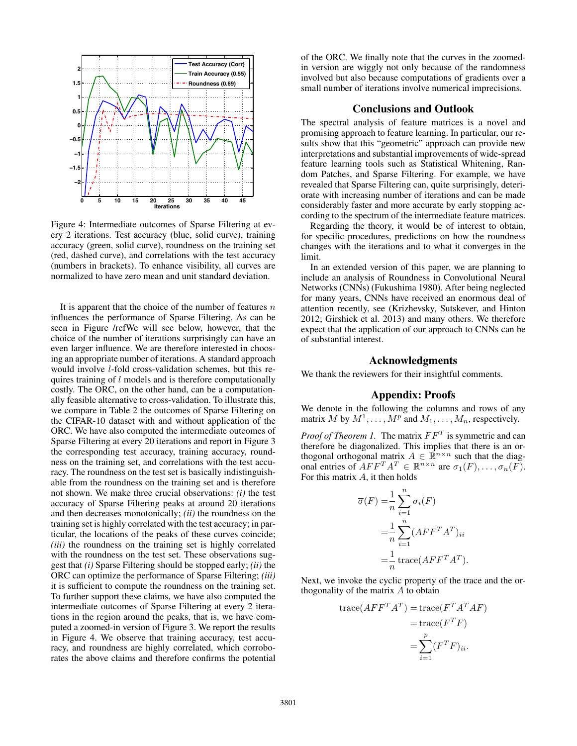Figure 4: Intermediate outcomes of Sparse Filtering at every 2 iterations. Test accuracy (blue, solid curve), training accuracy (green, solid curve), roundness on the training set (red, dashed curve), and correlations with the test accuracy (numbers in brackets). To enhance visibility, all curves are normalized to have zero mean and unit standard deviation.

It is apparent that the choice of the number of features $n$ influences the performance of Sparse Filtering. As can be seen in Figure /refWe will see below, however, that the choice of the number of iterations surprisingly can have an even larger influence. We are therefore interested in choosing an appropriate number of iterations. A standard approach would involve $l$-fold cross-validation schemes, but this requires training of $l$ models and is therefore computationally costly. The ORC, on the other hand, can be a computationally feasible alternative to cross-validation. To illustrate this, we compare in Table 2 the outcomes of Sparse Filtering on the CIFAR-10 dataset with and without application of the ORC. We have also computed the intermediate outcomes of Sparse Filtering at every 20 iterations and report in Figure 3 the corresponding test accuracy, training accuracy, roundness on the training set, and correlations with the test accuracy. The roundness on the test set is basically indistinguishable from the roundness on the training set and is therefore not shown. We make three crucial observations: *(i)* the test accuracy of Sparse Filtering peaks at around 20 iterations and then decreases monotonically; *(ii)* the roundness on the training set is highly correlated with the test accuracy; in particular, the locations of the peaks of these curves coincide; *(iii)* the roundness on the training set is highly correlated with the roundness on the test set. These observations suggest that *(i)* Sparse Filtering should be stopped early; *(ii)* the ORC can optimize the performance of Sparse Filtering; *(iii)* it is sufficient to compute the roundness on the training set. To further support these claims, we have also computed the intermediate outcomes of Sparse Filtering at every 2 iterations in the region around the peaks, that is, we have computed a zoomed-in version of Figure 3. We report the results in Figure 4. We observe that training accuracy, test accuracy, and roundness are highly correlated, which corroborates the above claims and therefore confirms the potential of the ORC. We finally note that the curves in the zoomed-in version are wiggly not only because of the randomness involved but also because computations of gradients over a small number of iterations involve numerical imprecisions.

## Conclusions and Outlook

The spectral analysis of feature matrices is a novel and promising approach to feature learning. In particular, our results show that this "geometric" approach can provide new interpretations and substantial improvements of wide-spread feature learning tools such as Statistical Whitening, Random Patches, and Sparse Filtering. For example, we have revealed that Sparse Filtering can, quite surprisingly, deteriorate with increasing number of iterations and can be made considerably faster and more accurate by early stopping according to the spectrum of the intermediate feature matrices.

Regarding the theory, it would be of interest to obtain, for specific procedures, predictions on how the roundness changes with the iterations and to what it converges in the limit.

In an extended version of this paper, we are planning to include an analysis of Roundness in Convolutional Neural Networks (CNNs) (Fukushima 1980). After being neglected for many years, CNNs have received an enormous deal of attention recently, see (Krizhevsky, Sutskever, and Hinton 2012; Girshick et al. 2013) and many others. We therefore expect that the application of our approach to CNNs can be of substantial interest.

## Acknowledgments

We thank the reviewers for their insightful comments.

## Appendix: Proofs

We denote in the following the columns and rows of any matrix $M$ by $M^1, \ldots, M^p$ and $M_1, \ldots, M_n$, respectively.

*Proof of Theorem 1.* The matrix $FF^T$ is symmetric and can therefore be diagonalized. This implies that there is an orthogonal orthogonal matrix $A \in \mathbb{R}^{n \times n}$ such that the diagonal entries of $AFF^TA^T \in \mathbb{R}^{n \times n}$ are $\sigma_1(F), \ldots, \sigma_n(F)$. For this matrix $A$, it then holds

$$\begin{aligned}
\overline{\sigma}(F) =& \frac{1}{n}\sum_{i=1}^{n} \sigma_i(F) \\
=& \frac{1}{n}\sum_{i=1}^{n} (AFF^TA^T)_{ii} \\
=& \frac{1}{n}\,\mathrm{trace}(AFF^TA^T).
\end{aligned}$$

Next, we invoke the cyclic property of the trace and the orthogonality of the matrix $A$ to obtain

$$\begin{aligned}
\mathrm{trace}(AFF^TA^T) =& \,\mathrm{trace}(F^TA^TAF) \\
=& \,\mathrm{trace}(F^TF) \\
=& \sum_{i=1}^{p} (F^TF)_{ii}.
\end{aligned}$$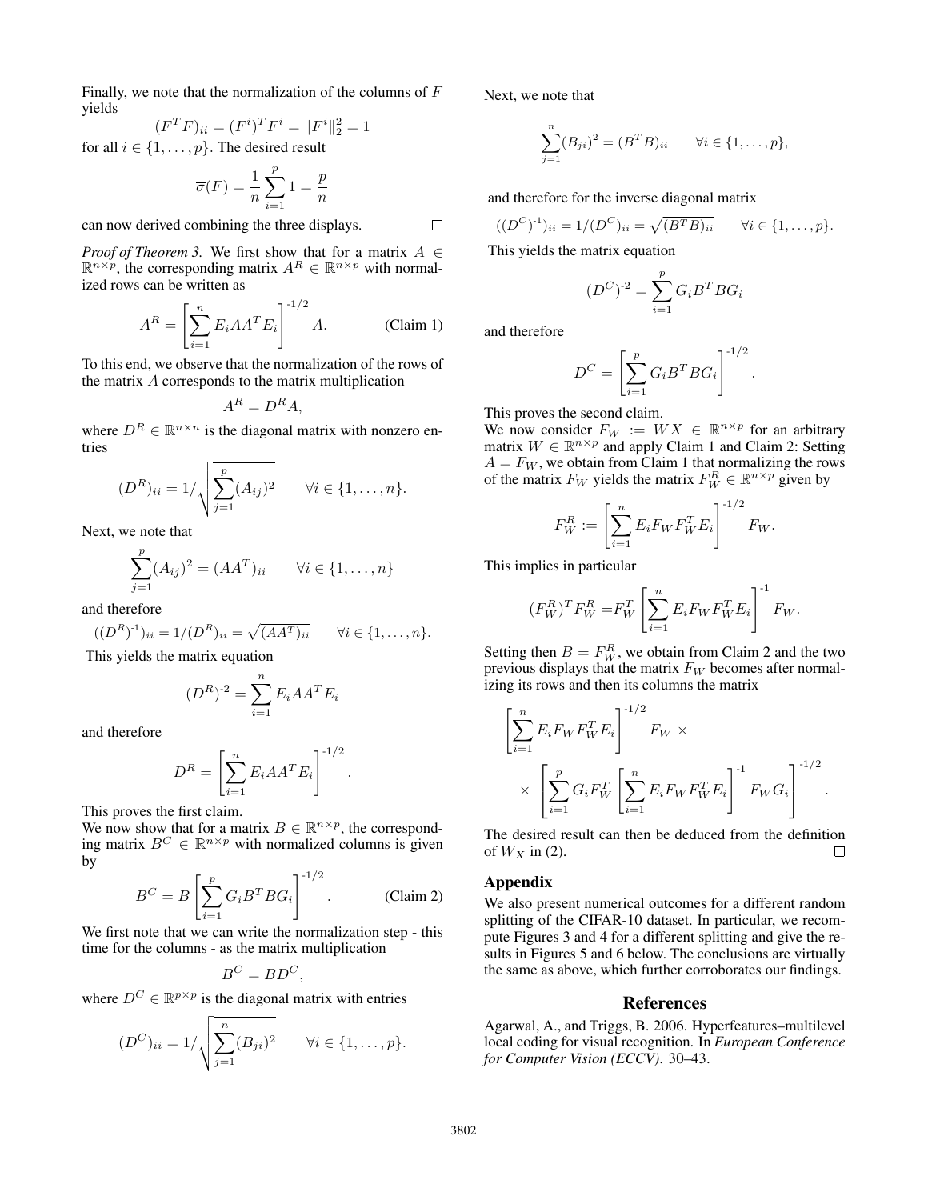Finally, we note that the normalization of the columns of $F$ yields

$$(F^T F)_{ii} = (F^i)^T F^i = \|F^i\|_2^2 = 1$$

for all $i \in \{1, \ldots, p\}$. The desired result

$$\overline{\sigma}(F) = \frac{1}{n} \sum_{i=1}^{p} 1 = \frac{p}{n}$$

can now derived combining the three displays. □

*Proof of Theorem 3.* We first show that for a matrix $A \in \mathbb{R}^{n \times p}$, the corresponding matrix $A^R \in \mathbb{R}^{n \times p}$ with normalized rows can be written as

$$A^R = \left[ \sum_{i=1}^{n} E_i A A^T E_i \right]^{-1/2} A. \qquad \text{(Claim 1)}$$

To this end, we observe that the normalization of the rows of the matrix $A$ corresponds to the matrix multiplication

$$A^R = D^R A,$$

where $D^R \in \mathbb{R}^{n \times n}$ is the diagonal matrix with nonzero entries

$$(D^R)_{ii} = 1 \Big/ \sqrt{\sum_{j=1}^{p} (A_{ij})^2} \qquad \forall i \in \{1, \ldots, n\}.$$

Next, we note that

$$\sum_{j=1}^{p} (A_{ij})^2 = (AA^T)_{ii} \qquad \forall i \in \{1, \ldots, n\}$$

and therefore

$$((D^R)^{-1})_{ii} = 1/(D^R)_{ii} = \sqrt{(AA^T)_{ii}} \qquad \forall i \in \{1, \ldots, n\}.$$

This yields the matrix equation

$$(D^R)^{-2} = \sum_{i=1}^{n} E_i A A^T E_i$$

and therefore

$$D^R = \left[ \sum_{i=1}^{n} E_i A A^T E_i \right]^{-1/2}.$$

This proves the first claim.

We now show that for a matrix $B \in \mathbb{R}^{n \times p}$, the corresponding matrix $B^C \in \mathbb{R}^{n \times p}$ with normalized columns is given by

$$B^C = B \left[ \sum_{i=1}^{p} G_i B^T B G_i \right]^{-1/2}. \qquad \text{(Claim 2)}$$

We first note that we can write the normalization step - this time for the columns - as the matrix multiplication

$$B^C = B D^C,$$

where $D^C \in \mathbb{R}^{p \times p}$ is the diagonal matrix with entries

$$(D^C)_{ii} = 1 \Big/ \sqrt{\sum_{j=1}^{n} (B_{ji})^2} \qquad \forall i \in \{1, \ldots, p\}.$$

Next, we note that

$$\sum_{j=1}^{n} (B_{ji})^2 = (B^T B)_{ii} \qquad \forall i \in \{1, \ldots, p\},$$

and therefore for the inverse diagonal matrix

$$((D^C)^{-1})_{ii} = 1/(D^C)_{ii} = \sqrt{(B^T B)_{ii}} \qquad \forall i \in \{1, \ldots, p\}.$$

This yields the matrix equation

$$(D^C)^{-2} = \sum_{i=1}^{p} G_i B^T B G_i$$

and therefore

$$D^C = \left[ \sum_{i=1}^{p} G_i B^T B G_i \right]^{-1/2}.$$

This proves the second claim.

We now consider $F_W := WX \in \mathbb{R}^{n \times p}$ for an arbitrary matrix $W \in \mathbb{R}^{n \times p}$ and apply Claim 1 and Claim 2: Setting $A = F_W$, we obtain from Claim 1 that normalizing the rows of the matrix $F_W$ yields the matrix $F_W^R \in \mathbb{R}^{n \times p}$ given by

$$F_W^R := \left[ \sum_{i=1}^{n} E_i F_W F_W^T E_i \right]^{-1/2} F_W.$$

This implies in particular

$$(F_W^R)^T F_W^R = F_W^T \left[ \sum_{i=1}^{n} E_i F_W F_W^T E_i \right]^{-1} F_W.$$

Setting then $B = F_W^R$, we obtain from Claim 2 and the two previous displays that the matrix $F_W$ becomes after normalizing its rows and then its columns the matrix

$$\left[ \sum_{i=1}^{n} E_i F_W F_W^T E_i \right]^{-1/2} F_W \times$$
$$\times \left[ \sum_{i=1}^{p} G_i F_W^T \left[ \sum_{i=1}^{n} E_i F_W F_W^T E_i \right]^{-1} F_W G_i \right]^{-1/2}.$$

The desired result can then be deduced from the definition of $W_X$ in (2). □

## Appendix

We also present numerical outcomes for a different random splitting of the CIFAR-10 dataset. In particular, we recompute Figures 3 and 4 for a different splitting and give the results in Figures 5 and 6 below. The conclusions are virtually the same as above, which further corroborates our findings.

## References

Agarwal, A., and Triggs, B. 2006. Hyperfeatures–multilevel local coding for visual recognition. In *European Conference for Computer Vision (ECCV)*. 30–43.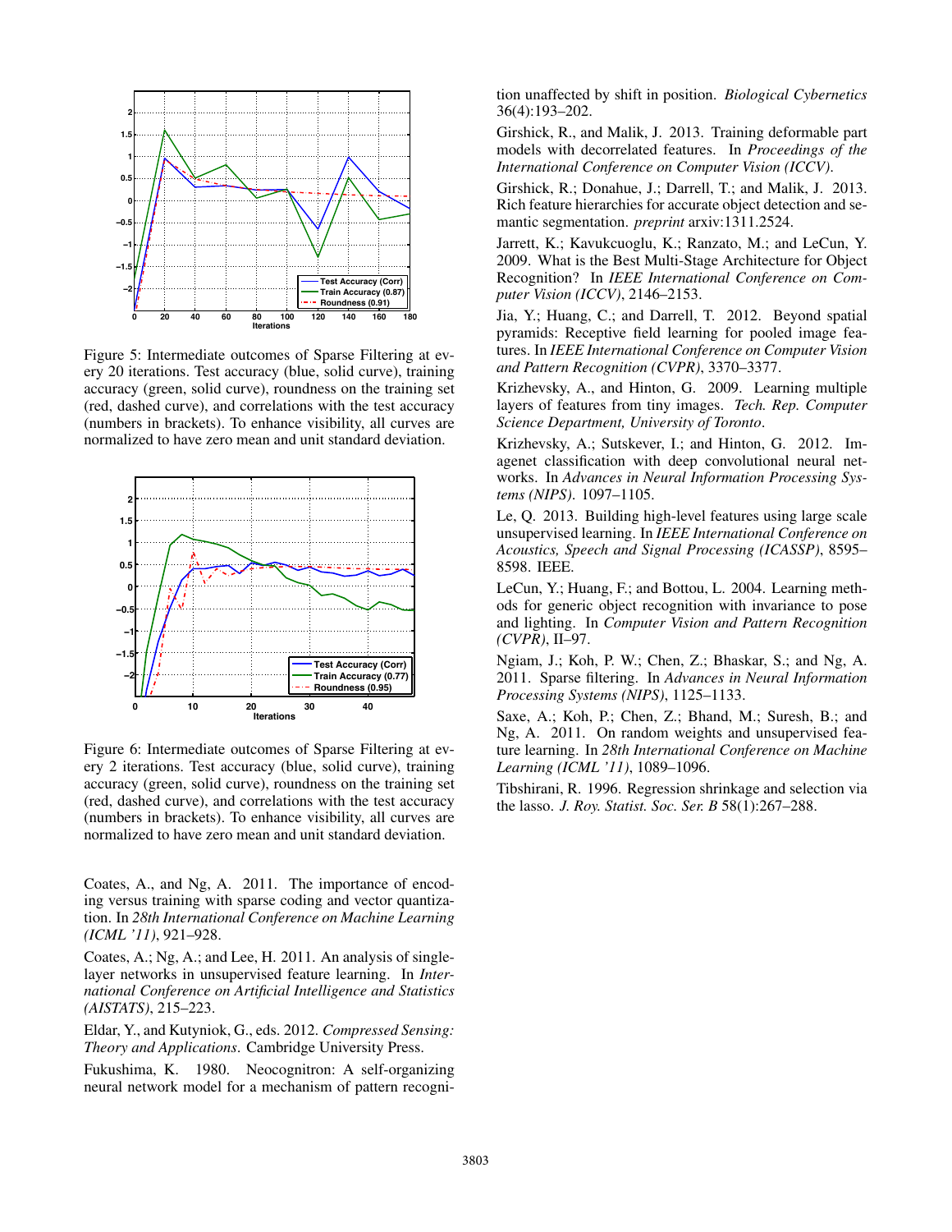2
1.5
1
0.5
0
−0.5
−1
−1.5
−2
0 20 40 60 80 100 120 140 160 180
Iterations
Test Accuracy (Corr)
Train Accuracy (0.87)
Roundness (0.91)

Figure 5: Intermediate outcomes of Sparse Filtering at every 20 iterations. Test accuracy (blue, solid curve), training accuracy (green, solid curve), roundness on the training set (red, dashed curve), and correlations with the test accuracy (numbers in brackets). To enhance visibility, all curves are normalized to have zero mean and unit standard deviation.

2
1.5
1
0.5
0
−0.5
−1
−1.5
−2
0 10 20 30 40
Iterations
Test Accuracy (Corr)
Train Accuracy (0.77)
Roundness (0.95)

Figure 6: Intermediate outcomes of Sparse Filtering at every 2 iterations. Test accuracy (blue, solid curve), training accuracy (green, solid curve), roundness on the training set (red, dashed curve), and correlations with the test accuracy (numbers in brackets). To enhance visibility, all curves are normalized to have zero mean and unit standard deviation.

Coates, A., and Ng, A. 2011. The importance of encoding versus training with sparse coding and vector quantization. In *28th International Conference on Machine Learning (ICML '11)*, 921–928.

Coates, A.; Ng, A.; and Lee, H. 2011. An analysis of single-layer networks in unsupervised feature learning. In *International Conference on Artificial Intelligence and Statistics (AISTATS)*, 215–223.

Eldar, Y., and Kutyniok, G., eds. 2012. *Compressed Sensing: Theory and Applications*. Cambridge University Press.

Fukushima, K. 1980. Neocognitron: A self-organizing neural network model for a mechanism of pattern recognition unaffected by shift in position. *Biological Cybernetics* 36(4):193–202.

Girshick, R., and Malik, J. 2013. Training deformable part models with decorrelated features. In *Proceedings of the International Conference on Computer Vision (ICCV)*.

Girshick, R.; Donahue, J.; Darrell, T.; and Malik, J. 2013. Rich feature hierarchies for accurate object detection and semantic segmentation. *preprint* arxiv:1311.2524.

Jarrett, K.; Kavukcuoglu, K.; Ranzato, M.; and LeCun, Y. 2009. What is the Best Multi-Stage Architecture for Object Recognition? In *IEEE International Conference on Computer Vision (ICCV)*, 2146–2153.

Jia, Y.; Huang, C.; and Darrell, T. 2012. Beyond spatial pyramids: Receptive field learning for pooled image features. In *IEEE International Conference on Computer Vision and Pattern Recognition (CVPR)*, 3370–3377.

Krizhevsky, A., and Hinton, G. 2009. Learning multiple layers of features from tiny images. *Tech. Rep. Computer Science Department, University of Toronto*.

Krizhevsky, A.; Sutskever, I.; and Hinton, G. 2012. Imagenet classification with deep convolutional neural networks. In *Advances in Neural Information Processing Systems (NIPS)*. 1097–1105.

Le, Q. 2013. Building high-level features using large scale unsupervised learning. In *IEEE International Conference on Acoustics, Speech and Signal Processing (ICASSP)*, 8595–8598. IEEE.

LeCun, Y.; Huang, F.; and Bottou, L. 2004. Learning methods for generic object recognition with invariance to pose and lighting. In *Computer Vision and Pattern Recognition (CVPR)*, II–97.

Ngiam, J.; Koh, P. W.; Chen, Z.; Bhaskar, S.; and Ng, A. 2011. Sparse filtering. In *Advances in Neural Information Processing Systems (NIPS)*, 1125–1133.

Saxe, A.; Koh, P.; Chen, Z.; Bhand, M.; Suresh, B.; and Ng, A. 2011. On random weights and unsupervised feature learning. In *28th International Conference on Machine Learning (ICML '11)*, 1089–1096.

Tibshirani, R. 1996. Regression shrinkage and selection via the lasso. *J. Roy. Statist. Soc. Ser. B* 58(1):267–288.